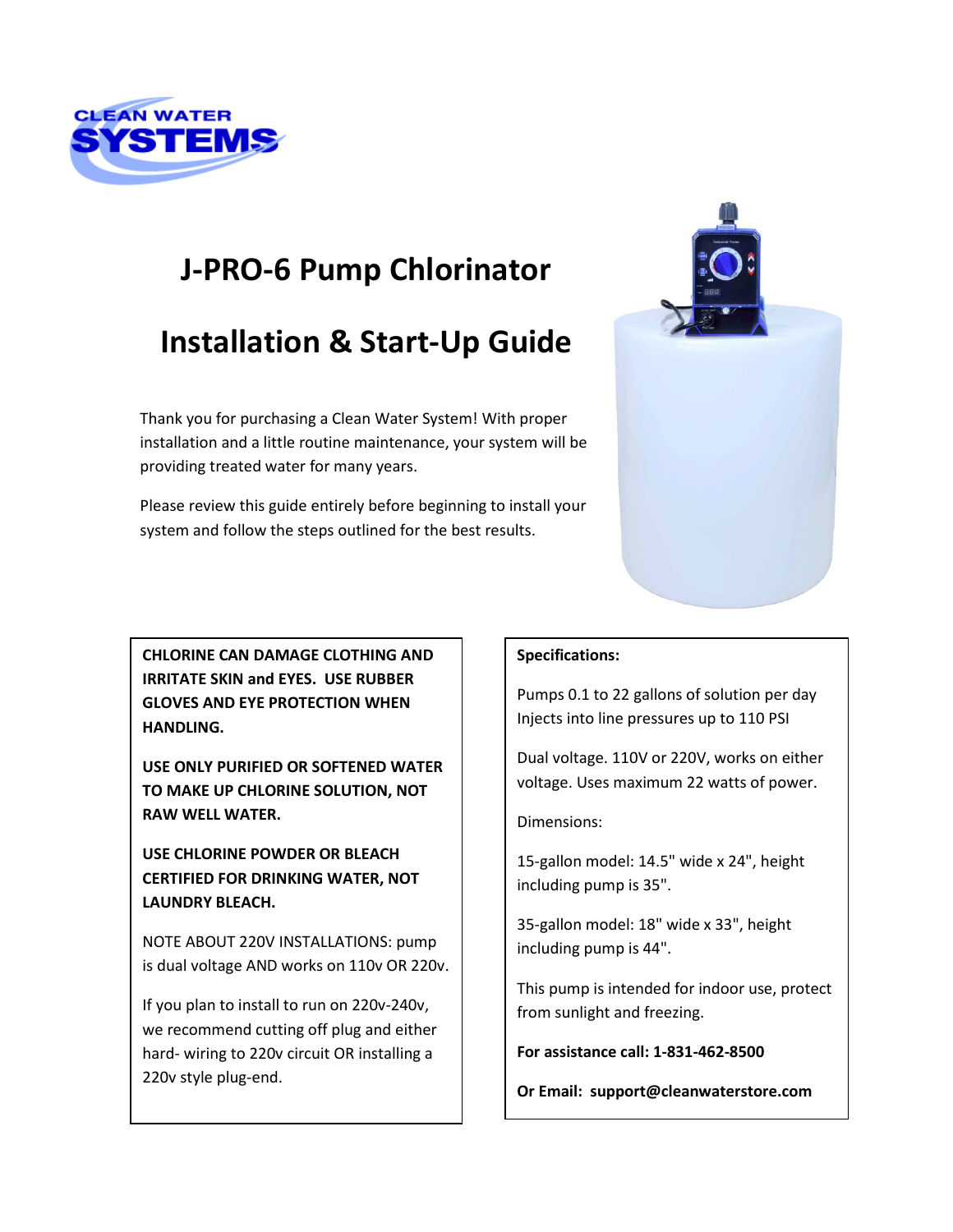# J-PRO-6 Pump Chlorinator

# Installation & Start-Up Guide

Thank you for purchasing a Clean Water System! With proper installation and a little routine maintenance, your system will be providing treated water for many years.

Please review this guide entirely before beginning to install your system and follow the steps outlined for the best results.

**CHLORINE CAN DAMAGE CLOTHING AND IRRITATE SKIN and EYES. USE RUBBER GLOVES AND EYE PROTECTION WHEN HANDLING.**

**USE ONLY PURIFIED OR SOFTENED WATER TO MAKE UP CHLORINE SOLUTION, NOT RAW WELL WATER.**

**USE CHLORINE POWDER OR BLEACH CERTIFIED FOR DRINKING WATER, NOT LAUNDRY BLEACH.**

NOTE ABOUT 220V INSTALLATIONS: pump is dual voltage AND works on 110v OR 220v.

If you plan to install to run on 220v-240v, we recommend cutting off plug and either hard- wiring to 220v circuit OR installing a 220v style plug-end.

**Specifications:**

Pumps 0.1 to 22 gallons of solution per day
Injects into line pressures up to 110 PSI

Dual voltage. 110V or 220V, works on either voltage. Uses maximum 22 watts of power.

Dimensions:

15-gallon model: 14.5" wide x 24", height including pump is 35".

35-gallon model: 18" wide x 33", height including pump is 44".

This pump is intended for indoor use, protect from sunlight and freezing.

**For assistance call: 1-831-462-8500**

**Or Email: support@cleanwaterstore.com**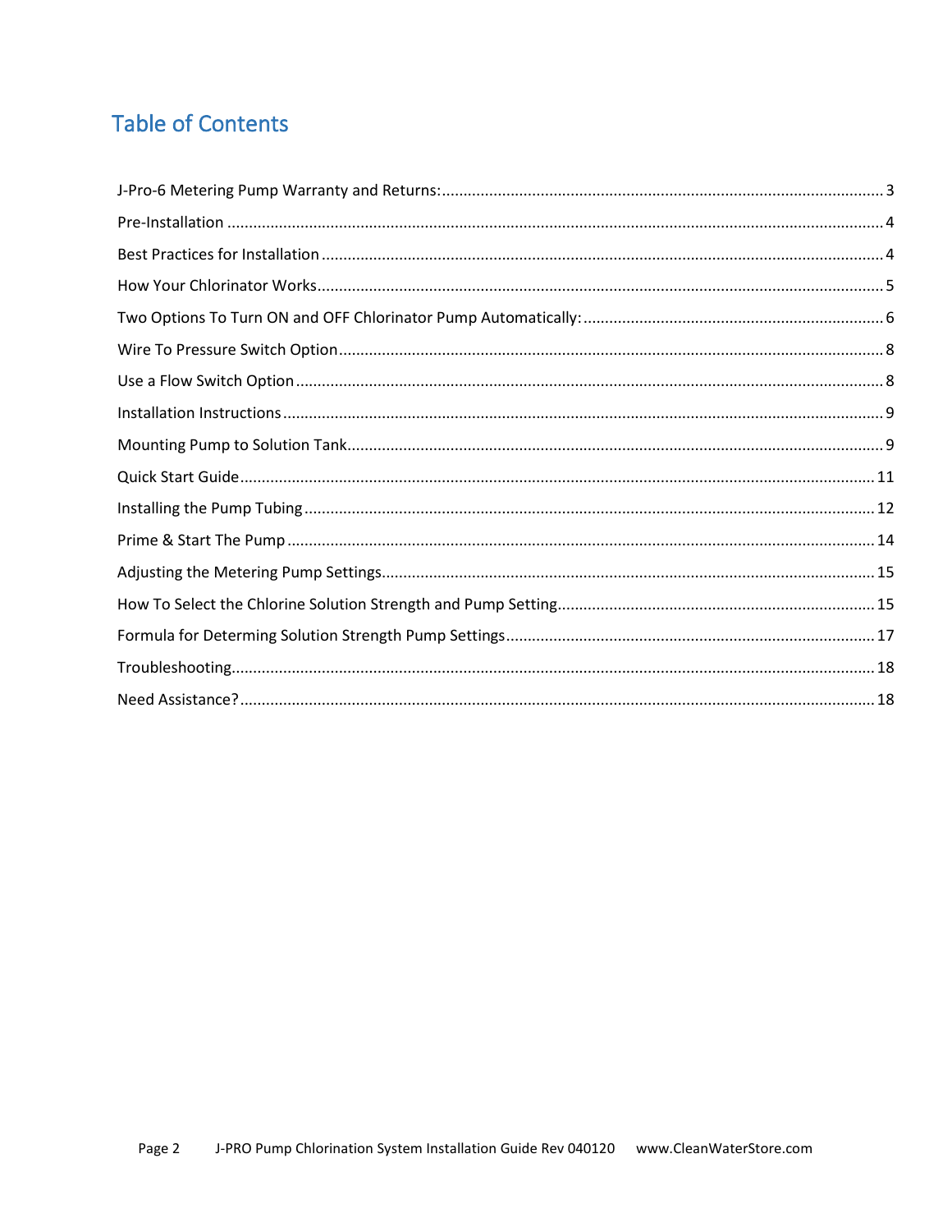# Table of Contents

J-Pro-6 Metering Pump Warranty and Returns: ........................................ 3

Pre-Installation ........................................ 4

Best Practices for Installation ........................................ 4

How Your Chlorinator Works ........................................ 5

Two Options To Turn ON and OFF Chlorinator Pump Automatically: ........................................ 6

Wire To Pressure Switch Option ........................................ 8

Use a Flow Switch Option ........................................ 8

Installation Instructions ........................................ 9

Mounting Pump to Solution Tank ........................................ 9

Quick Start Guide ........................................ 11

Installing the Pump Tubing ........................................ 12

Prime & Start The Pump ........................................ 14

Adjusting the Metering Pump Settings ........................................ 15

How To Select the Chlorine Solution Strength and Pump Setting ........................................ 15

Formula for Determing Solution Strength Pump Settings ........................................ 17

Troubleshooting ........................................ 18

Need Assistance? ........................................ 18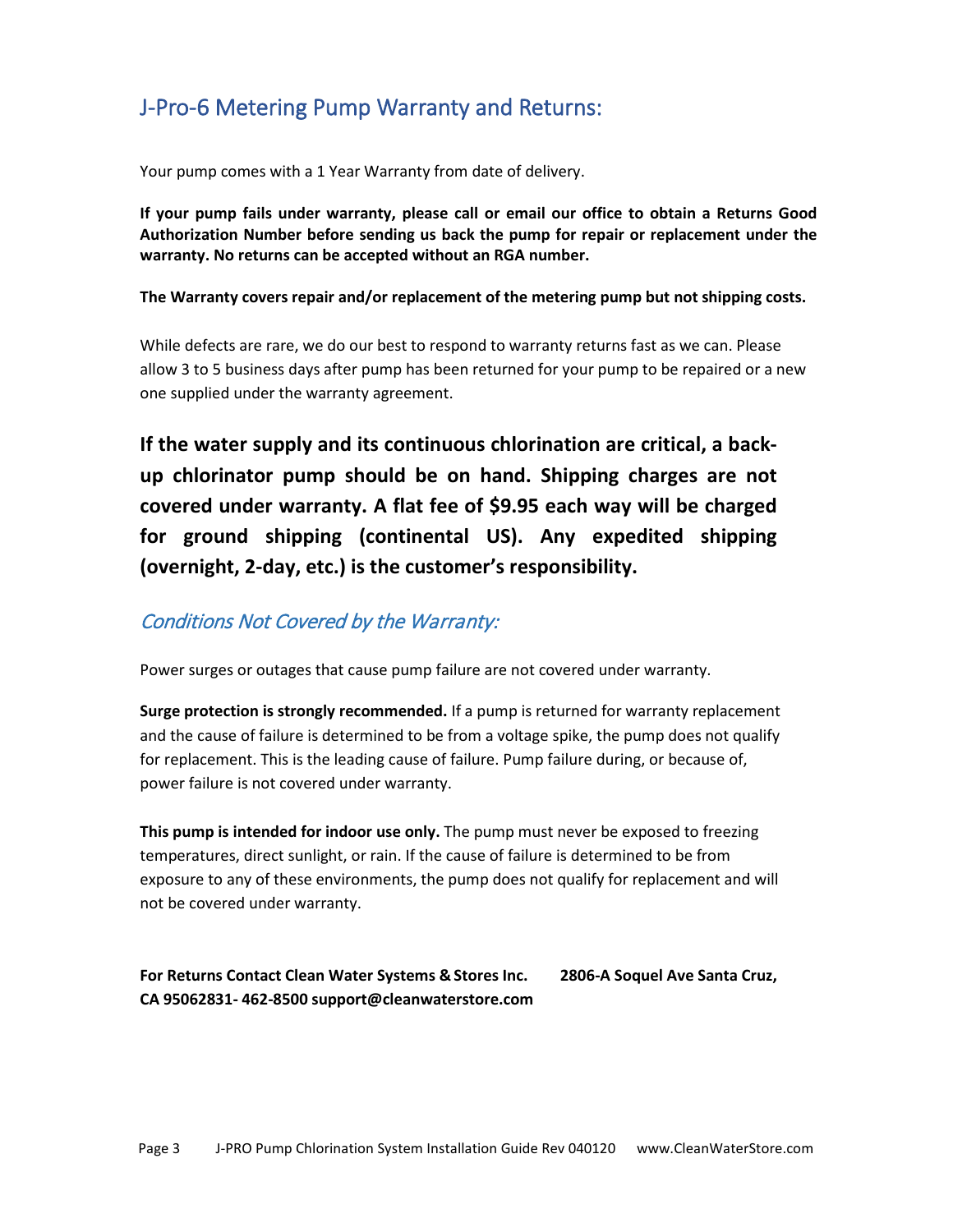## J-Pro-6 Metering Pump Warranty and Returns:

Your pump comes with a 1 Year Warranty from date of delivery.

**If your pump fails under warranty, please call or email our office to obtain a Returns Good Authorization Number before sending us back the pump for repair or replacement under the warranty. No returns can be accepted without an RGA number.**

**The Warranty covers repair and/or replacement of the metering pump but not shipping costs.**

While defects are rare, we do our best to respond to warranty returns fast as we can. Please allow 3 to 5 business days after pump has been returned for your pump to be repaired or a new one supplied under the warranty agreement.

**If the water supply and its continuous chlorination are critical, a back-up chlorinator pump should be on hand. Shipping charges are not covered under warranty. A flat fee of $9.95 each way will be charged for ground shipping (continental US). Any expedited shipping (overnight, 2-day, etc.) is the customer's responsibility.**

### *Conditions Not Covered by the Warranty:*

Power surges or outages that cause pump failure are not covered under warranty.

**Surge protection is strongly recommended.** If a pump is returned for warranty replacement and the cause of failure is determined to be from a voltage spike, the pump does not qualify for replacement. This is the leading cause of failure. Pump failure during, or because of, power failure is not covered under warranty.

**This pump is intended for indoor use only.** The pump must never be exposed to freezing temperatures, direct sunlight, or rain. If the cause of failure is determined to be from exposure to any of these environments, the pump does not qualify for replacement and will not be covered under warranty.

**For Returns Contact Clean Water Systems & Stores Inc. 2806-A Soquel Ave Santa Cruz, CA 95062831- 462-8500 support@cleanwaterstore.com**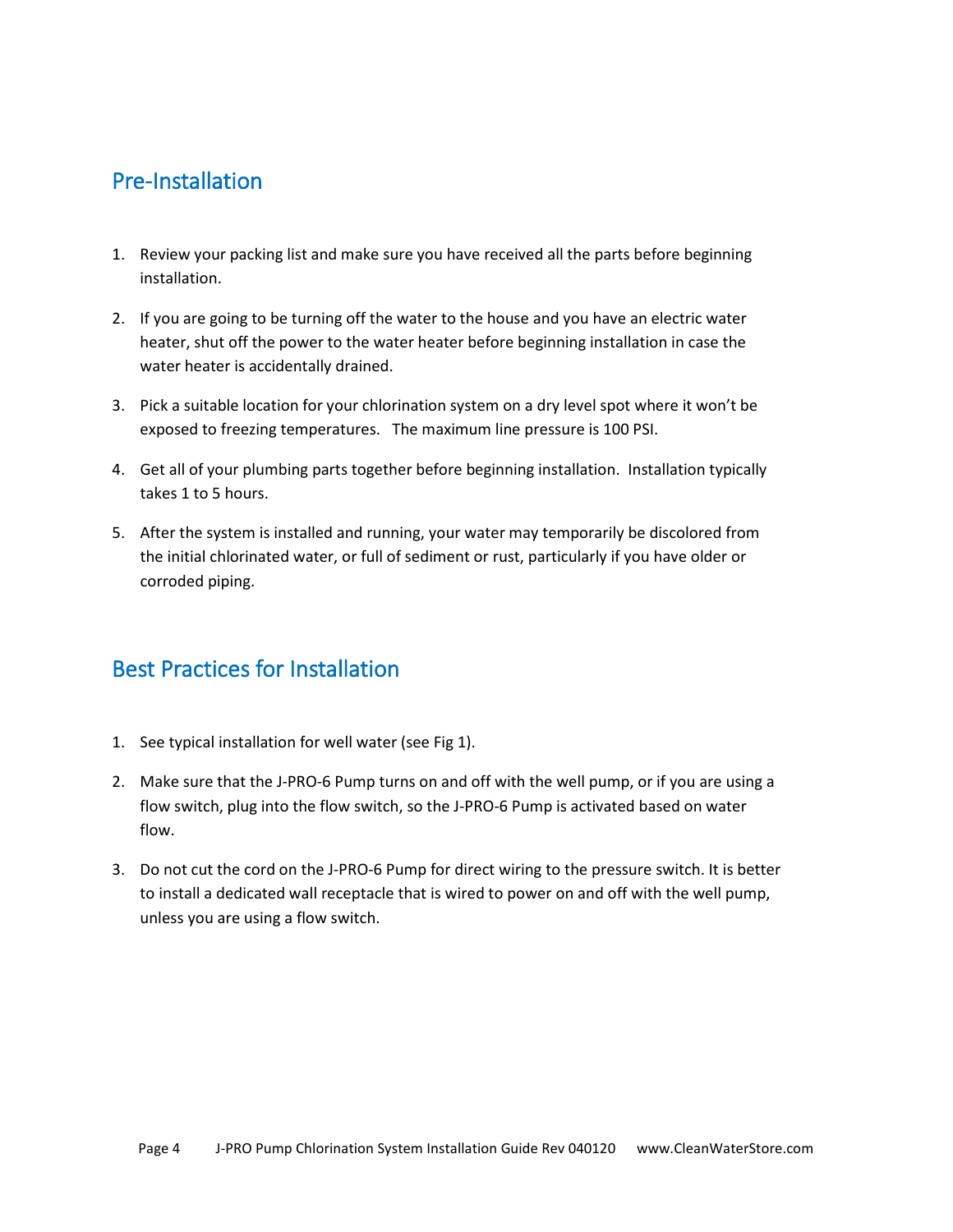## Pre-Installation

1. Review your packing list and make sure you have received all the parts before beginning installation.
2. If you are going to be turning off the water to the house and you have an electric water heater, shut off the power to the water heater before beginning installation in case the water heater is accidentally drained.
3. Pick a suitable location for your chlorination system on a dry level spot where it won't be exposed to freezing temperatures. The maximum line pressure is 100 PSI.
4. Get all of your plumbing parts together before beginning installation. Installation typically takes 1 to 5 hours.
5. After the system is installed and running, your water may temporarily be discolored from the initial chlorinated water, or full of sediment or rust, particularly if you have older or corroded piping.

## Best Practices for Installation

1. See typical installation for well water (see Fig 1).
2. Make sure that the J-PRO-6 Pump turns on and off with the well pump, or if you are using a flow switch, plug into the flow switch, so the J-PRO-6 Pump is activated based on water flow.
3. Do not cut the cord on the J-PRO-6 Pump for direct wiring to the pressure switch. It is better to install a dedicated wall receptacle that is wired to power on and off with the well pump, unless you are using a flow switch.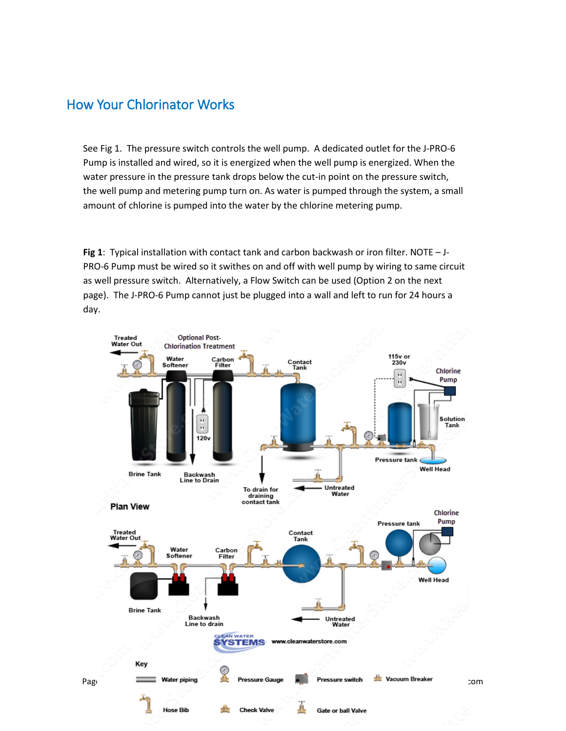## How Your Chlorinator Works

See Fig 1. The pressure switch controls the well pump. A dedicated outlet for the J-PRO-6 Pump is installed and wired, so it is energized when the well pump is energized. When the water pressure in the pressure tank drops below the cut-in point on the pressure switch, the well pump and metering pump turn on. As water is pumped through the system, a small amount of chlorine is pumped into the water by the chlorine metering pump.

**Fig 1**: Typical installation with contact tank and carbon backwash or iron filter. NOTE – J-PRO-6 Pump must be wired so it swithes on and off with well pump by wiring to same circuit as well pressure switch. Alternatively, a Flow Switch can be used (Option 2 on the next page). The J-PRO-6 Pump cannot just be plugged into a wall and left to run for 24 hours a day.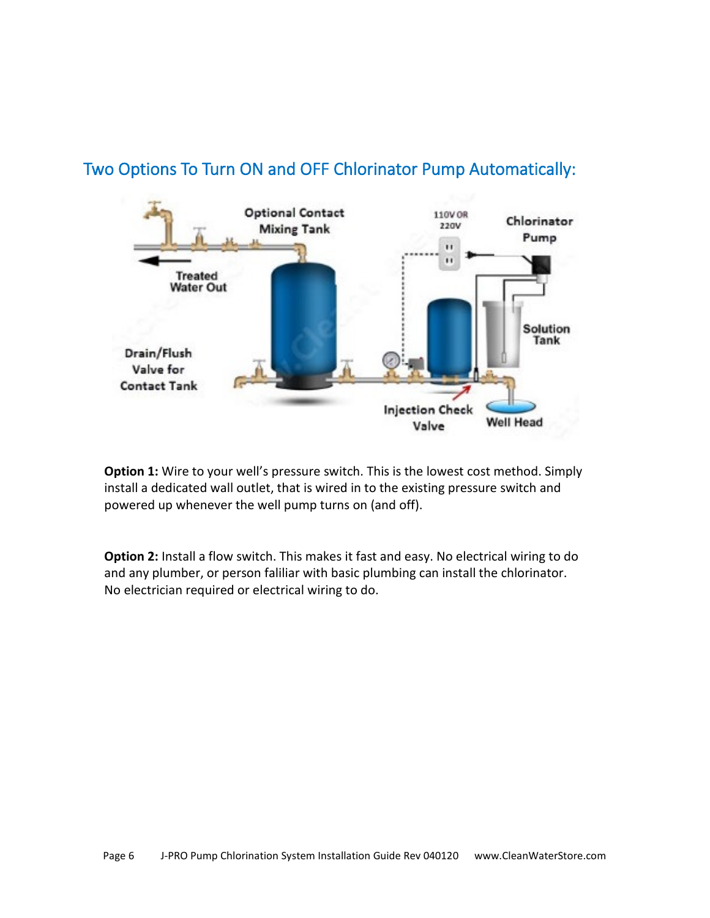## Two Options To Turn ON and OFF Chlorinator Pump Automatically:

**Option 1:** Wire to your well's pressure switch. This is the lowest cost method. Simply install a dedicated wall outlet, that is wired in to the existing pressure switch and powered up whenever the well pump turns on (and off).

**Option 2:** Install a flow switch. This makes it fast and easy. No electrical wiring to do and any plumber, or person faliliar with basic plumbing can install the chlorinator. No electrician required or electrical wiring to do.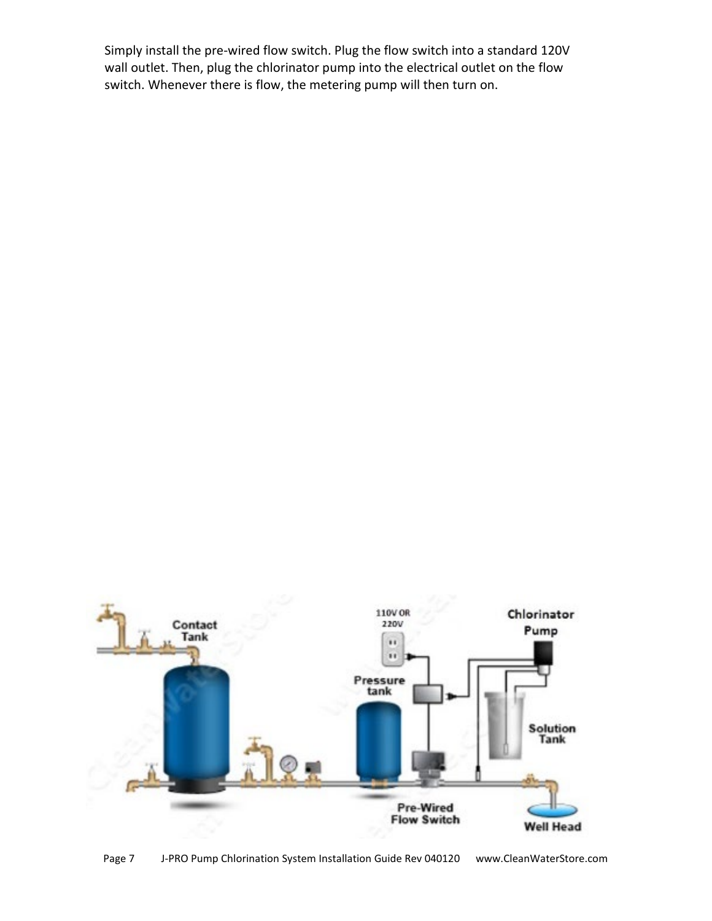Simply install the pre-wired flow switch. Plug the flow switch into a standard 120V wall outlet. Then, plug the chlorinator pump into the electrical outlet on the flow switch. Whenever there is flow, the metering pump will then turn on.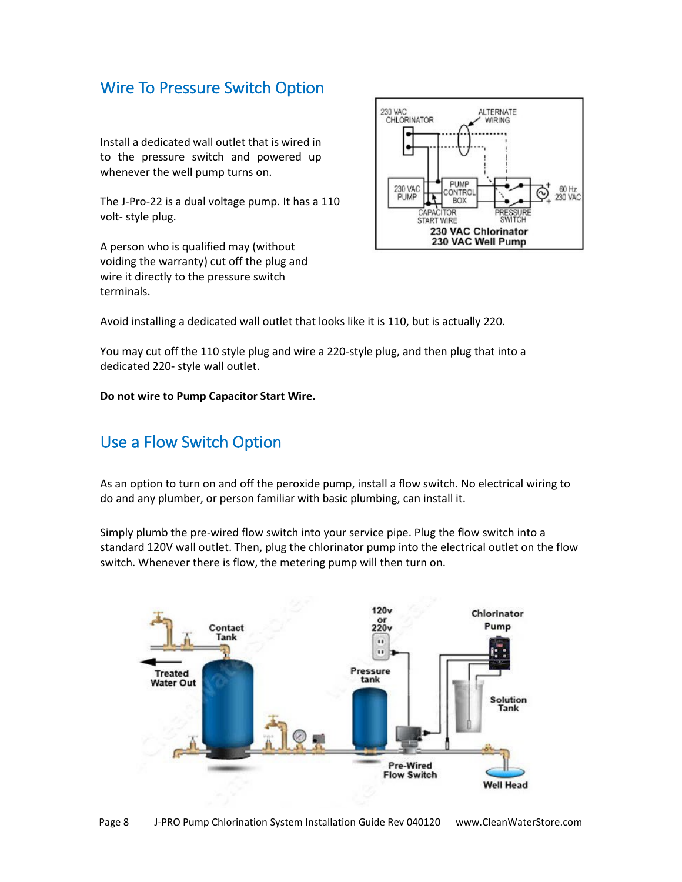## Wire To Pressure Switch Option

Install a dedicated wall outlet that is wired in to the pressure switch and powered up whenever the well pump turns on.

The J-Pro-22 is a dual voltage pump. It has a 110 volt- style plug.

A person who is qualified may (without voiding the warranty) cut off the plug and wire it directly to the pressure switch terminals.

Avoid installing a dedicated wall outlet that looks like it is 110, but is actually 220.

You may cut off the 110 style plug and wire a 220-style plug, and then plug that into a dedicated 220- style wall outlet.

**Do not wire to Pump Capacitor Start Wire.**

## Use a Flow Switch Option

As an option to turn on and off the peroxide pump, install a flow switch. No electrical wiring to do and any plumber, or person familiar with basic plumbing, can install it.

Simply plumb the pre-wired flow switch into your service pipe. Plug the flow switch into a standard 120V wall outlet. Then, plug the chlorinator pump into the electrical outlet on the flow switch. Whenever there is flow, the metering pump will then turn on.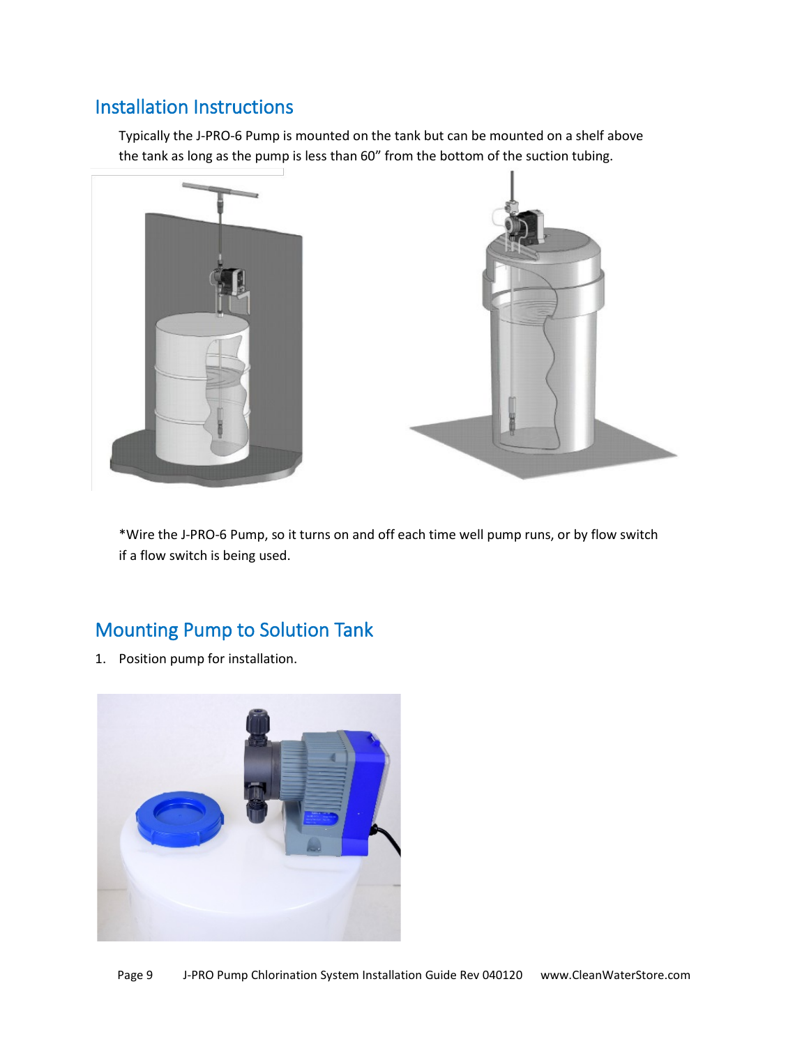## Installation Instructions

Typically the J-PRO-6 Pump is mounted on the tank but can be mounted on a shelf above the tank as long as the pump is less than 60" from the bottom of the suction tubing.

*Wire the J-PRO-6 Pump, so it turns on and off each time well pump runs, or by flow switch if a flow switch is being used.

## Mounting Pump to Solution Tank

1. Position pump for installation.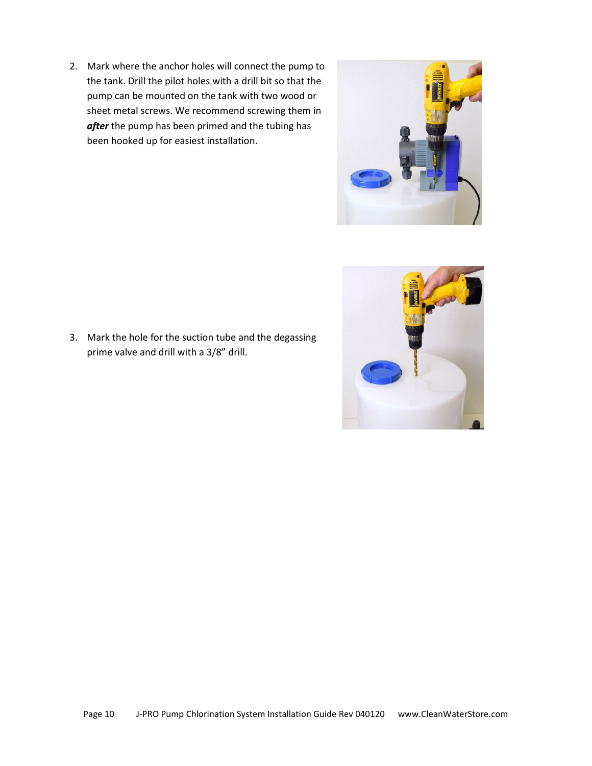2. Mark where the anchor holes will connect the pump to the tank. Drill the pilot holes with a drill bit so that the pump can be mounted on the tank with two wood or sheet metal screws. We recommend screwing them in ***after*** the pump has been primed and the tubing has been hooked up for easiest installation.

3. Mark the hole for the suction tube and the degassing prime valve and drill with a 3/8" drill.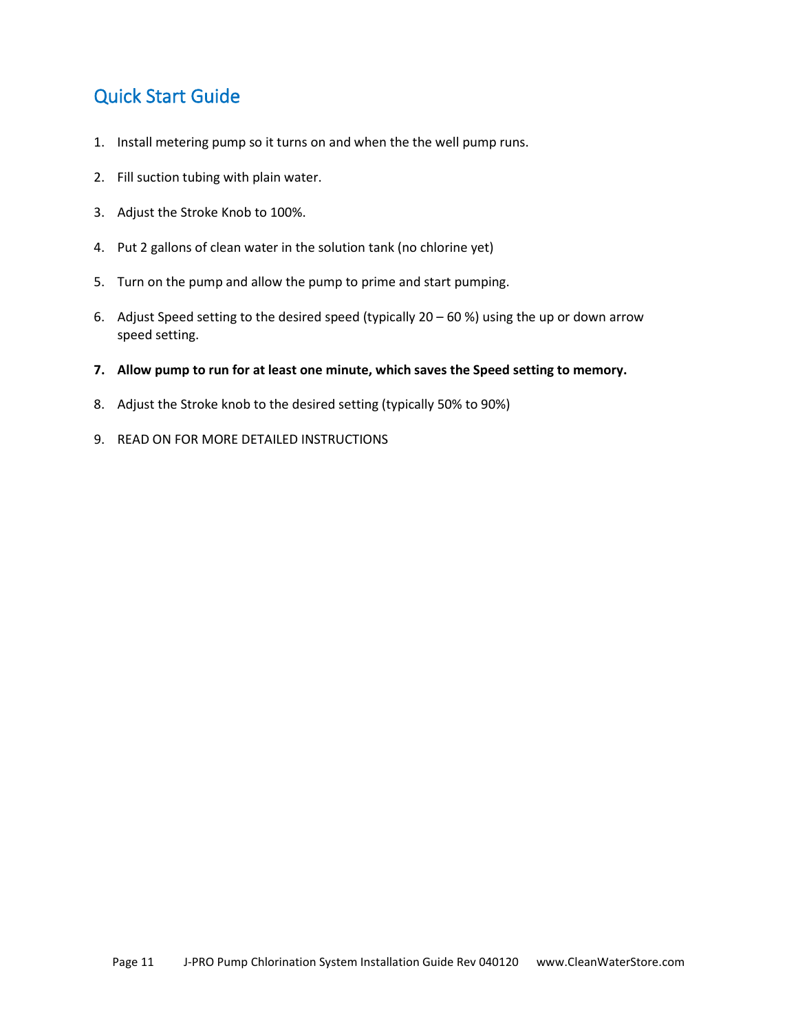## Quick Start Guide

1. Install metering pump so it turns on and when the the well pump runs.
2. Fill suction tubing with plain water.
3. Adjust the Stroke Knob to 100%.
4. Put 2 gallons of clean water in the solution tank (no chlorine yet)
5. Turn on the pump and allow the pump to prime and start pumping.
6. Adjust Speed setting to the desired speed (typically 20 – 60 %) using the up or down arrow speed setting.
7. **Allow pump to run for at least one minute, which saves the Speed setting to memory.**
8. Adjust the Stroke knob to the desired setting (typically 50% to 90%)
9. READ ON FOR MORE DETAILED INSTRUCTIONS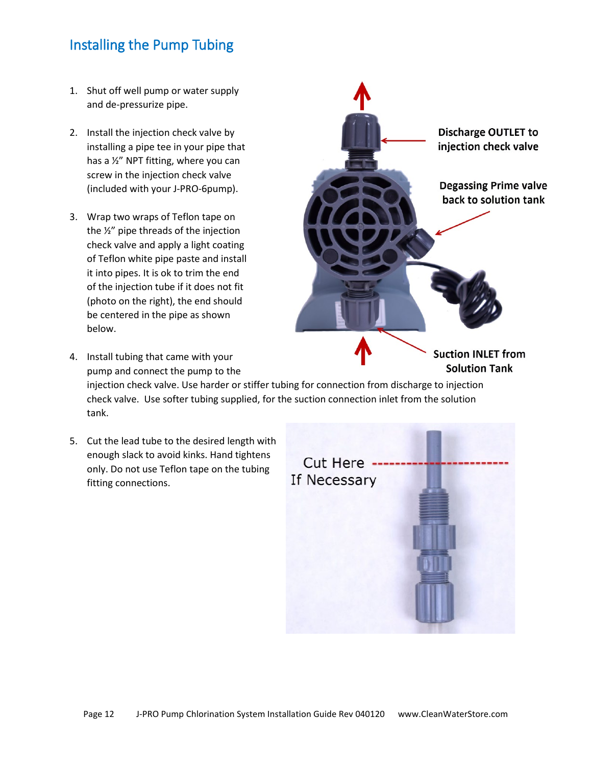## Installing the Pump Tubing

1. Shut off well pump or water supply and de-pressurize pipe.
2. Install the injection check valve by installing a pipe tee in your pipe that has a ½" NPT fitting, where you can screw in the injection check valve (included with your J-PRO-6pump).
3. Wrap two wraps of Teflon tape on the ½" pipe threads of the injection check valve and apply a light coating of Teflon white pipe paste and install it into pipes. It is ok to trim the end of the injection tube if it does not fit (photo on the right), the end should be centered in the pipe as shown below.
4. Install tubing that came with your pump and connect the pump to the injection check valve. Use harder or stiffer tubing for connection from discharge to injection check valve. Use softer tubing supplied, for the suction connection inlet from the solution tank.
5. Cut the lead tube to the desired length with enough slack to avoid kinks. Hand tightens only. Do not use Teflon tape on the tubing fitting connections.

**Discharge OUTLET to injection check valve**

**Degassing Prime valve back to solution tank**

**Suction INLET from Solution Tank**

Cut Here If Necessary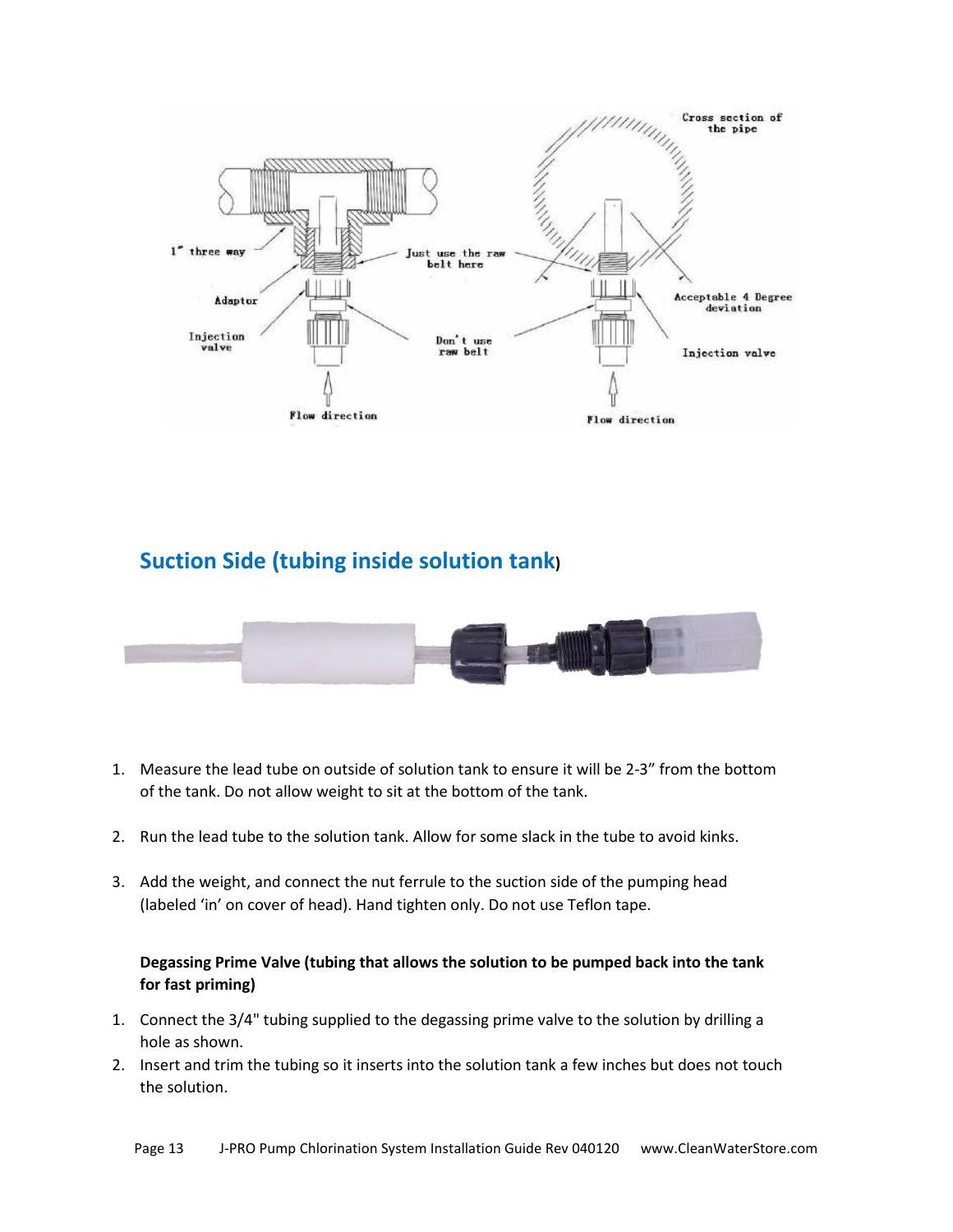## Suction Side (tubing inside solution tank)

1. Measure the lead tube on outside of solution tank to ensure it will be 2-3" from the bottom of the tank. Do not allow weight to sit at the bottom of the tank.

2. Run the lead tube to the solution tank. Allow for some slack in the tube to avoid kinks.

3. Add the weight, and connect the nut ferrule to the suction side of the pumping head (labeled 'in' on cover of head). Hand tighten only. Do not use Teflon tape.

**Degassing Prime Valve (tubing that allows the solution to be pumped back into the tank for fast priming)**

1. Connect the 3/4" tubing supplied to the degassing prime valve to the solution by drilling a hole as shown.
2. Insert and trim the tubing so it inserts into the solution tank a few inches but does not touch the solution.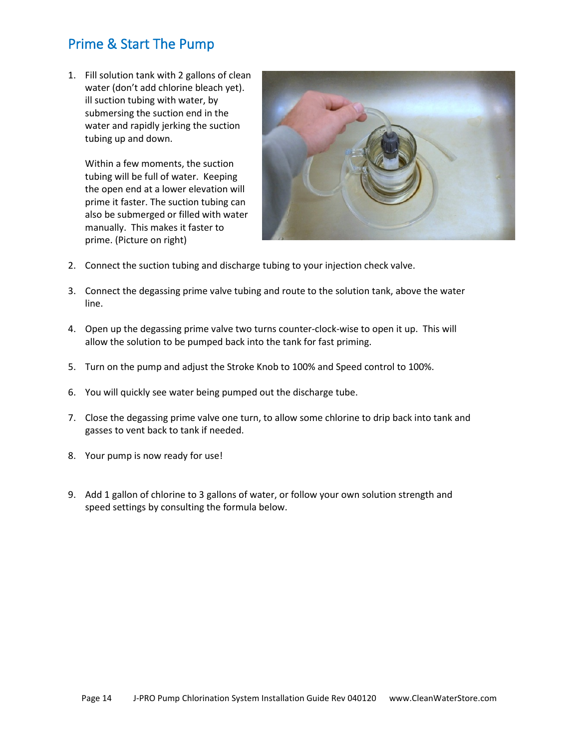## Prime & Start The Pump

1. Fill solution tank with 2 gallons of clean water (don't add chlorine bleach yet). ill suction tubing with water, by submersing the suction end in the water and rapidly jerking the suction tubing up and down.

   Within a few moments, the suction tubing will be full of water. Keeping the open end at a lower elevation will prime it faster. The suction tubing can also be submerged or filled with water manually. This makes it faster to prime. (Picture on right)

2. Connect the suction tubing and discharge tubing to your injection check valve.

3. Connect the degassing prime valve tubing and route to the solution tank, above the water line.

4. Open up the degassing prime valve two turns counter-clock-wise to open it up. This will allow the solution to be pumped back into the tank for fast priming.

5. Turn on the pump and adjust the Stroke Knob to 100% and Speed control to 100%.

6. You will quickly see water being pumped out the discharge tube.

7. Close the degassing prime valve one turn, to allow some chlorine to drip back into tank and gasses to vent back to tank if needed.

8. Your pump is now ready for use!

9. Add 1 gallon of chlorine to 3 gallons of water, or follow your own solution strength and speed settings by consulting the formula below.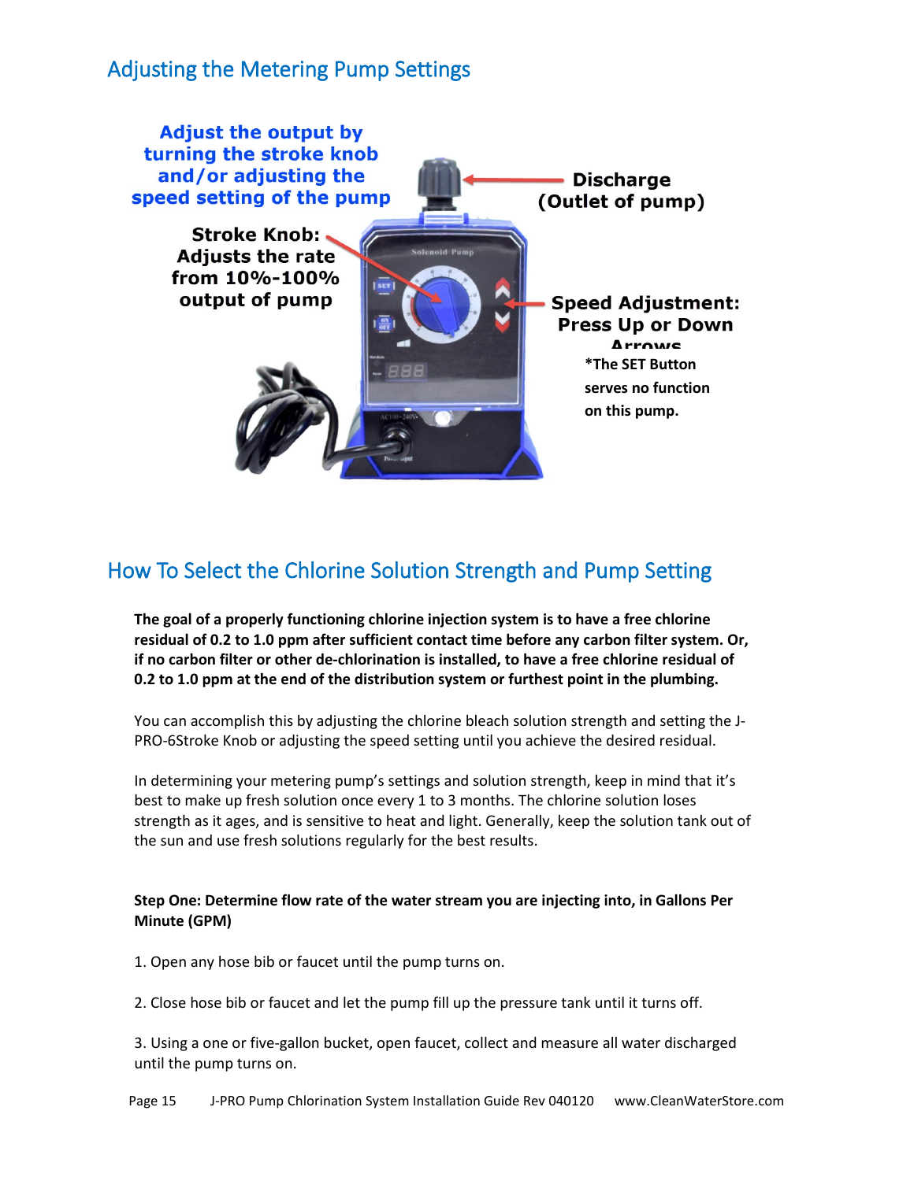## Adjusting the Metering Pump Settings

**Adjust the output by turning the stroke knob and/or adjusting the speed setting of the pump**

**Stroke Knob: Adjusts the rate from 10%-100% output of pump**

**Discharge (Outlet of pump)**

**Speed Adjustment: Press Up or Down Arrows**

***The SET Button serves no function on this pump.**

## How To Select the Chlorine Solution Strength and Pump Setting

**The goal of a properly functioning chlorine injection system is to have a free chlorine residual of 0.2 to 1.0 ppm after sufficient contact time before any carbon filter system. Or, if no carbon filter or other de-chlorination is installed, to have a free chlorine residual of 0.2 to 1.0 ppm at the end of the distribution system or furthest point in the plumbing.**

You can accomplish this by adjusting the chlorine bleach solution strength and setting the J-PRO-6Stroke Knob or adjusting the speed setting until you achieve the desired residual.

In determining your metering pump's settings and solution strength, keep in mind that it's best to make up fresh solution once every 1 to 3 months. The chlorine solution loses strength as it ages, and is sensitive to heat and light. Generally, keep the solution tank out of the sun and use fresh solutions regularly for the best results.

**Step One: Determine flow rate of the water stream you are injecting into, in Gallons Per Minute (GPM)**

1. Open any hose bib or faucet until the pump turns on.

2. Close hose bib or faucet and let the pump fill up the pressure tank until it turns off.

3. Using a one or five-gallon bucket, open faucet, collect and measure all water discharged until the pump turns on.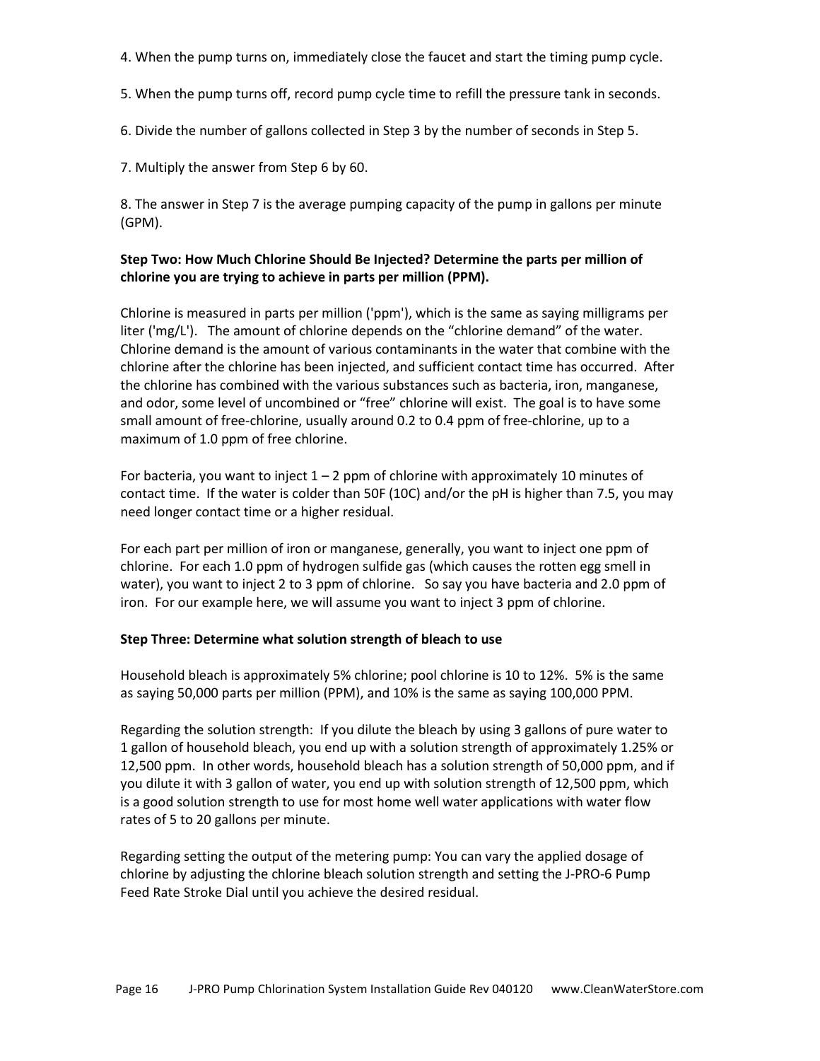4. When the pump turns on, immediately close the faucet and start the timing pump cycle.

5. When the pump turns off, record pump cycle time to refill the pressure tank in seconds.

6. Divide the number of gallons collected in Step 3 by the number of seconds in Step 5.

7. Multiply the answer from Step 6 by 60.

8. The answer in Step 7 is the average pumping capacity of the pump in gallons per minute (GPM).

**Step Two: How Much Chlorine Should Be Injected? Determine the parts per million of chlorine you are trying to achieve in parts per million (PPM).**

Chlorine is measured in parts per million ('ppm'), which is the same as saying milligrams per liter ('mg/L'). The amount of chlorine depends on the "chlorine demand" of the water. Chlorine demand is the amount of various contaminants in the water that combine with the chlorine after the chlorine has been injected, and sufficient contact time has occurred. After the chlorine has combined with the various substances such as bacteria, iron, manganese, and odor, some level of uncombined or "free" chlorine will exist. The goal is to have some small amount of free-chlorine, usually around 0.2 to 0.4 ppm of free-chlorine, up to a maximum of 1.0 ppm of free chlorine.

For bacteria, you want to inject 1 – 2 ppm of chlorine with approximately 10 minutes of contact time. If the water is colder than 50F (10C) and/or the pH is higher than 7.5, you may need longer contact time or a higher residual.

For each part per million of iron or manganese, generally, you want to inject one ppm of chlorine. For each 1.0 ppm of hydrogen sulfide gas (which causes the rotten egg smell in water), you want to inject 2 to 3 ppm of chlorine. So say you have bacteria and 2.0 ppm of iron. For our example here, we will assume you want to inject 3 ppm of chlorine.

**Step Three: Determine what solution strength of bleach to use**

Household bleach is approximately 5% chlorine; pool chlorine is 10 to 12%. 5% is the same as saying 50,000 parts per million (PPM), and 10% is the same as saying 100,000 PPM.

Regarding the solution strength: If you dilute the bleach by using 3 gallons of pure water to 1 gallon of household bleach, you end up with a solution strength of approximately 1.25% or 12,500 ppm. In other words, household bleach has a solution strength of 50,000 ppm, and if you dilute it with 3 gallon of water, you end up with solution strength of 12,500 ppm, which is a good solution strength to use for most home well water applications with water flow rates of 5 to 20 gallons per minute.

Regarding setting the output of the metering pump: You can vary the applied dosage of chlorine by adjusting the chlorine bleach solution strength and setting the J-PRO-6 Pump Feed Rate Stroke Dial until you achieve the desired residual.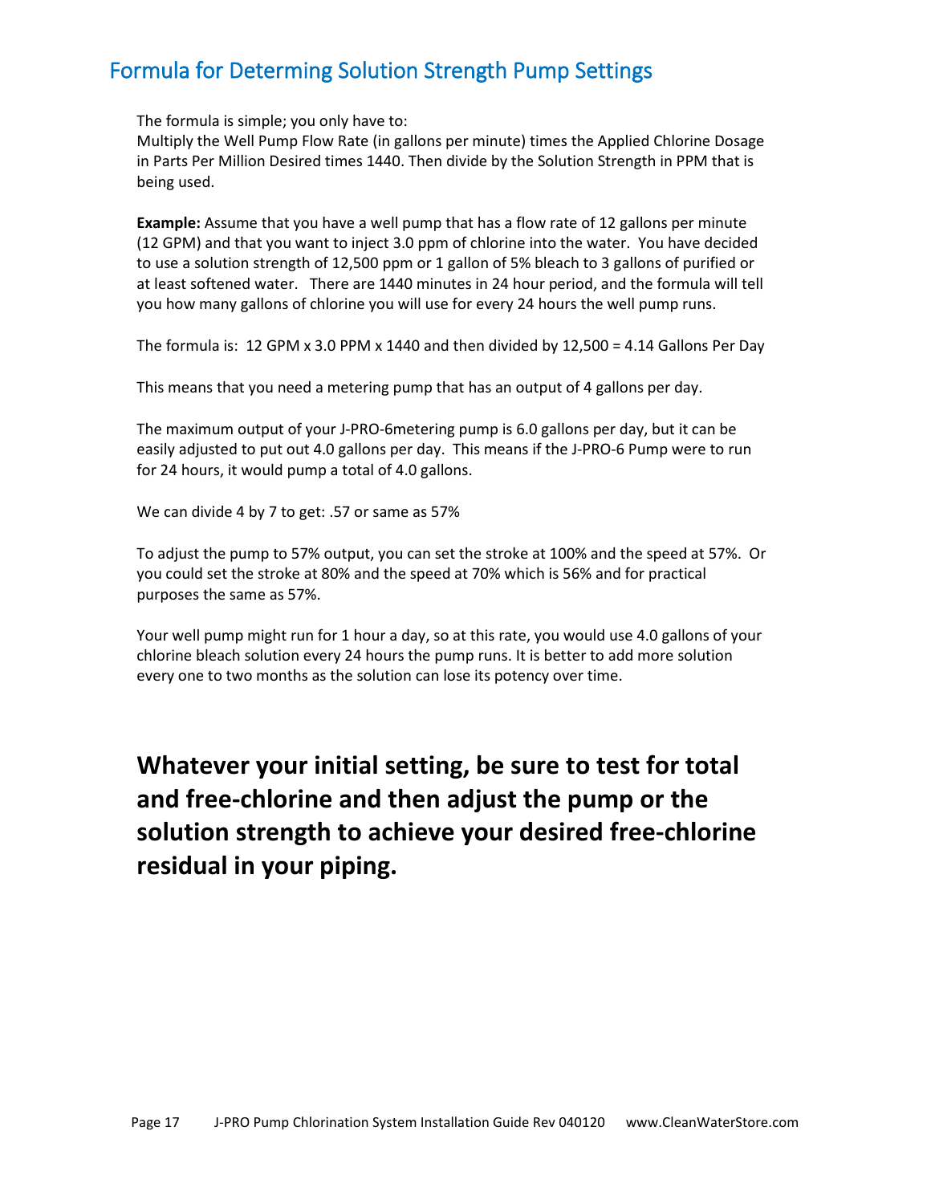## Formula for Determing Solution Strength Pump Settings

The formula is simple; you only have to:
Multiply the Well Pump Flow Rate (in gallons per minute) times the Applied Chlorine Dosage in Parts Per Million Desired times 1440. Then divide by the Solution Strength in PPM that is being used.

**Example:** Assume that you have a well pump that has a flow rate of 12 gallons per minute (12 GPM) and that you want to inject 3.0 ppm of chlorine into the water. You have decided to use a solution strength of 12,500 ppm or 1 gallon of 5% bleach to 3 gallons of purified or at least softened water. There are 1440 minutes in 24 hour period, and the formula will tell you how many gallons of chlorine you will use for every 24 hours the well pump runs.

The formula is: 12 GPM x 3.0 PPM x 1440 and then divided by 12,500 = 4.14 Gallons Per Day

This means that you need a metering pump that has an output of 4 gallons per day.

The maximum output of your J-PRO-6metering pump is 6.0 gallons per day, but it can be easily adjusted to put out 4.0 gallons per day. This means if the J-PRO-6 Pump were to run for 24 hours, it would pump a total of 4.0 gallons.

We can divide 4 by 7 to get: .57 or same as 57%

To adjust the pump to 57% output, you can set the stroke at 100% and the speed at 57%. Or you could set the stroke at 80% and the speed at 70% which is 56% and for practical purposes the same as 57%.

Your well pump might run for 1 hour a day, so at this rate, you would use 4.0 gallons of your chlorine bleach solution every 24 hours the pump runs. It is better to add more solution every one to two months as the solution can lose its potency over time.

**Whatever your initial setting, be sure to test for total and free-chlorine and then adjust the pump or the solution strength to achieve your desired free-chlorine residual in your piping.**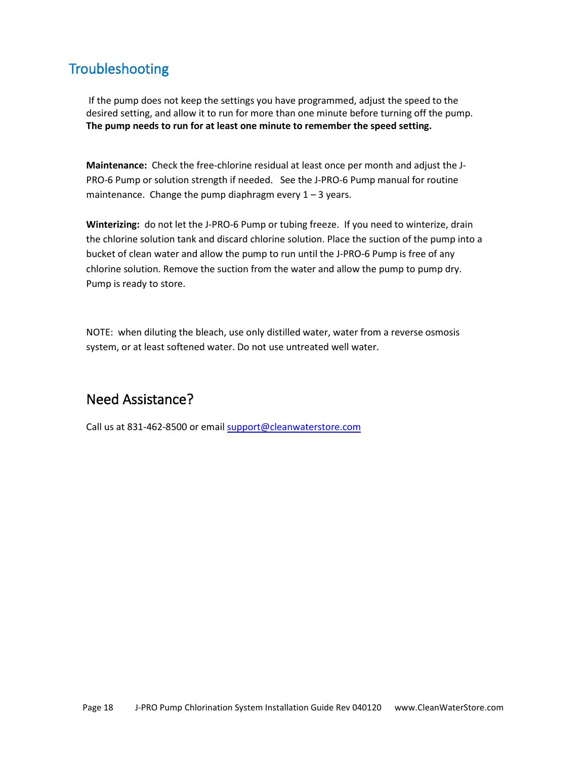## Troubleshooting

If the pump does not keep the settings you have programmed, adjust the speed to the desired setting, and allow it to run for more than one minute before turning off the pump. **The pump needs to run for at least one minute to remember the speed setting.**

**Maintenance:** Check the free-chlorine residual at least once per month and adjust the J-PRO-6 Pump or solution strength if needed. See the J-PRO-6 Pump manual for routine maintenance. Change the pump diaphragm every 1 – 3 years.

**Winterizing:** do not let the J-PRO-6 Pump or tubing freeze. If you need to winterize, drain the chlorine solution tank and discard chlorine solution. Place the suction of the pump into a bucket of clean water and allow the pump to run until the J-PRO-6 Pump is free of any chlorine solution. Remove the suction from the water and allow the pump to pump dry. Pump is ready to store.

NOTE: when diluting the bleach, use only distilled water, water from a reverse osmosis system, or at least softened water. Do not use untreated well water.

## Need Assistance?

Call us at 831-462-8500 or email support@cleanwaterstore.com